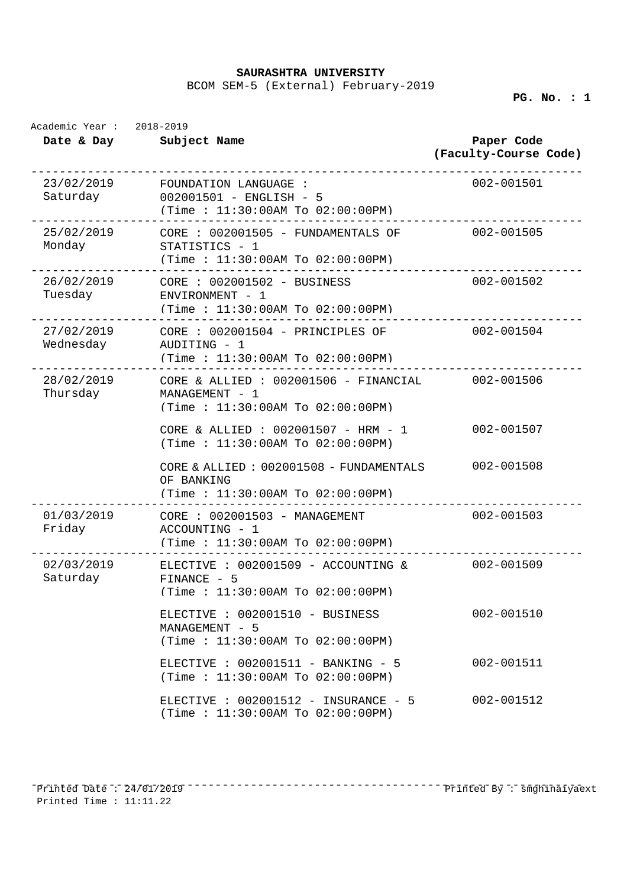**SAURASHTRA UNIVERSITY**

BCOM SEM-5 (External) February-2019

Academic Year : 2018-2019

| Date & Day | Subject Name | Paper Code (Faculty-Course Code) |
|---|---|---|
| 23/02/2019 Saturday | FOUNDATION LANGUAGE : 002001501 - ENGLISH - 5 (Time : 11:30:00AM To 02:00:00PM) | 002-001501 |
| 25/02/2019 Monday | CORE : 002001505 - FUNDAMENTALS OF STATISTICS - 1 (Time : 11:30:00AM To 02:00:00PM) | 002-001505 |
| 26/02/2019 Tuesday | CORE : 002001502 - BUSINESS ENVIRONMENT - 1 (Time : 11:30:00AM To 02:00:00PM) | 002-001502 |
| 27/02/2019 Wednesday | CORE : 002001504 - PRINCIPLES OF AUDITING - 1 (Time : 11:30:00AM To 02:00:00PM) | 002-001504 |
| 28/02/2019 Thursday | CORE & ALLIED : 002001506 - FINANCIAL MANAGEMENT - 1 (Time : 11:30:00AM To 02:00:00PM) | 002-001506 |
| | CORE & ALLIED : 002001507 - HRM - 1 (Time : 11:30:00AM To 02:00:00PM) | 002-001507 |
| | CORE & ALLIED : 002001508 - FUNDAMENTALS OF BANKING (Time : 11:30:00AM To 02:00:00PM) | 002-001508 |
| 01/03/2019 Friday | CORE : 002001503 - MANAGEMENT ACCOUNTING - 1 (Time : 11:30:00AM To 02:00:00PM) | 002-001503 |
| 02/03/2019 Saturday | ELECTIVE : 002001509 - ACCOUNTING & FINANCE - 5 (Time : 11:30:00AM To 02:00:00PM) | 002-001509 |
| | ELECTIVE : 002001510 - BUSINESS MANAGEMENT - 5 (Time : 11:30:00AM To 02:00:00PM) | 002-001510 |
| | ELECTIVE : 002001511 - BANKING - 5 (Time : 11:30:00AM To 02:00:00PM) | 002-001511 |
| | ELECTIVE : 002001512 - INSURANCE - 5 (Time : 11:30:00AM To 02:00:00PM) | 002-001512 |

Printed Date : 24/01/2019 Printed By : smghinaiyaext

Printed Time : 11:11.22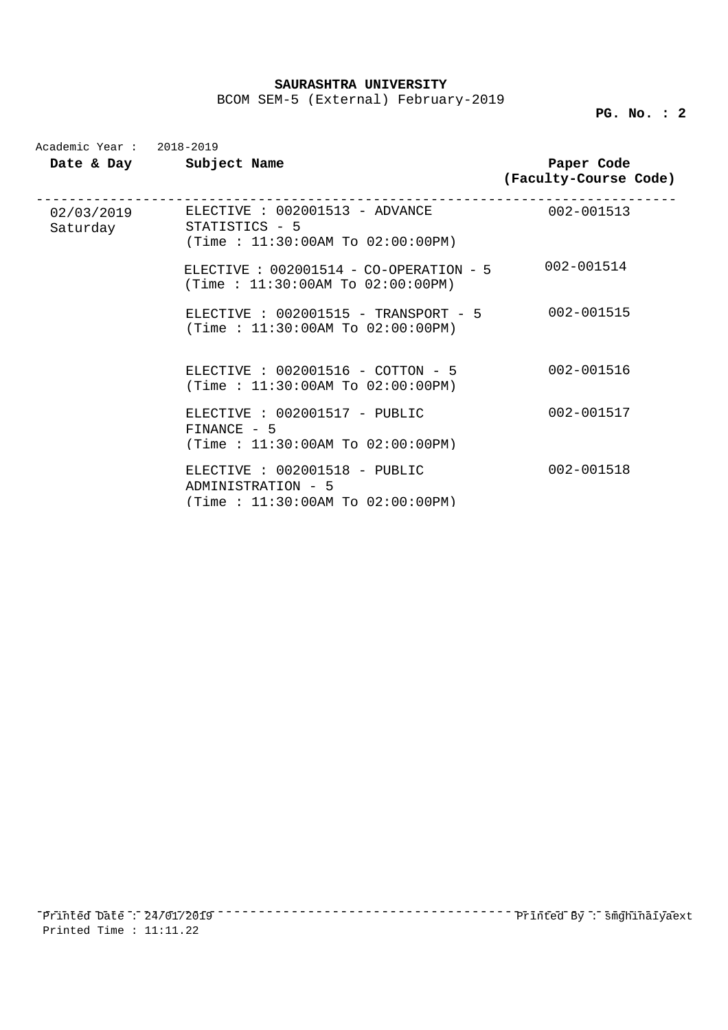**SAURASHTRA UNIVERSITY**

BCOM SEM-5 (External) February-2019

Academic Year : 2018-2019

| Date & Day | Subject Name | Paper Code (Faculty-Course Code) |
|---|---|---|
| 02/03/2019 Saturday | ELECTIVE : 002001513 - ADVANCE STATISTICS - 5 (Time : 11:30:00AM To 02:00:00PM) | 002-001513 |
| | ELECTIVE : 002001514 - CO-OPERATION - 5 (Time : 11:30:00AM To 02:00:00PM) | 002-001514 |
| | ELECTIVE : 002001515 - TRANSPORT - 5 (Time : 11:30:00AM To 02:00:00PM) | 002-001515 |
| | ELECTIVE : 002001516 - COTTON - 5 (Time : 11:30:00AM To 02:00:00PM) | 002-001516 |
| | ELECTIVE : 002001517 - PUBLIC FINANCE - 5 (Time : 11:30:00AM To 02:00:00PM) | 002-001517 |
| | ELECTIVE : 002001518 - PUBLIC ADMINISTRATION - 5 (Time : 11:30:00AM To 02:00:00PM) | 002-001518 |

Printed Date : 24/01/2019

Printed Time : 11:11.22

Printed By : smghinaiyaext